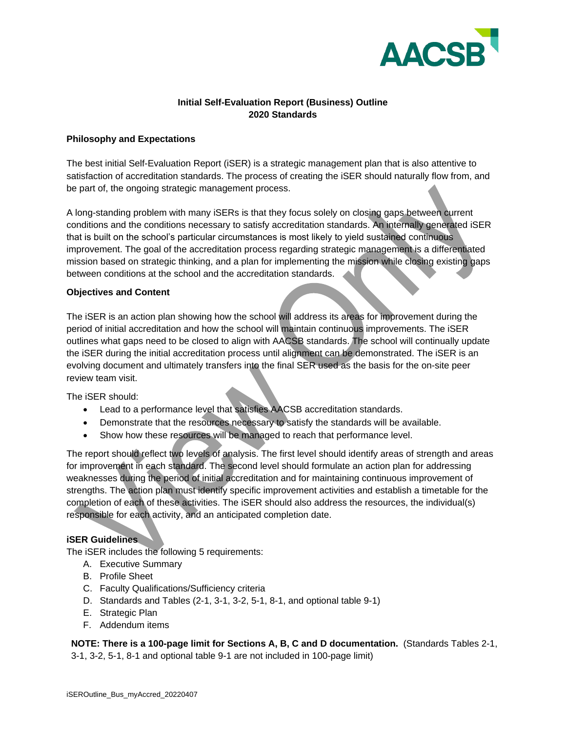# Initial Self-Evaluation Report (Business) Outline
## 2020 Standards

### Philosophy and Expectations

The best initial Self-Evaluation Report (iSER) is a strategic management plan that is also attentive to satisfaction of accreditation standards. The process of creating the iSER should naturally flow from, and be part of, the ongoing strategic management process.

A long-standing problem with many iSERs is that they focus solely on closing gaps between current conditions and the conditions necessary to satisfy accreditation standards. An internally generated iSER that is built on the school's particular circumstances is most likely to yield sustained continuous improvement. The goal of the accreditation process regarding strategic management is a differentiated mission based on strategic thinking, and a plan for implementing the mission while closing existing gaps between conditions at the school and the accreditation standards.

### Objectives and Content

The iSER is an action plan showing how the school will address its areas for improvement during the period of initial accreditation and how the school will maintain continuous improvements. The iSER outlines what gaps need to be closed to align with AACSB standards. The school will continually update the iSER during the initial accreditation process until alignment can be demonstrated. The iSER is an evolving document and ultimately transfers into the final SER used as the basis for the on-site peer review team visit.

The iSER should:

- Lead to a performance level that satisfies AACSB accreditation standards.
- Demonstrate that the resources necessary to satisfy the standards will be available.
- Show how these resources will be managed to reach that performance level.

The report should reflect two levels of analysis. The first level should identify areas of strength and areas for improvement in each standard. The second level should formulate an action plan for addressing weaknesses during the period of initial accreditation and for maintaining continuous improvement of strengths. The action plan must identify specific improvement activities and establish a timetable for the completion of each of these activities. The iSER should also address the resources, the individual(s) responsible for each activity, and an anticipated completion date.

### iSER Guidelines

The iSER includes the following 5 requirements:

A. Executive Summary
B. Profile Sheet
C. Faculty Qualifications/Sufficiency criteria
D. Standards and Tables (2-1, 3-1, 3-2, 5-1, 8-1, and optional table 9-1)
E. Strategic Plan
F. Addendum items

**NOTE: There is a 100-page limit for Sections A, B, C and D documentation.** (Standards Tables 2-1, 3-1, 3-2, 5-1, 8-1 and optional table 9-1 are not included in 100-page limit)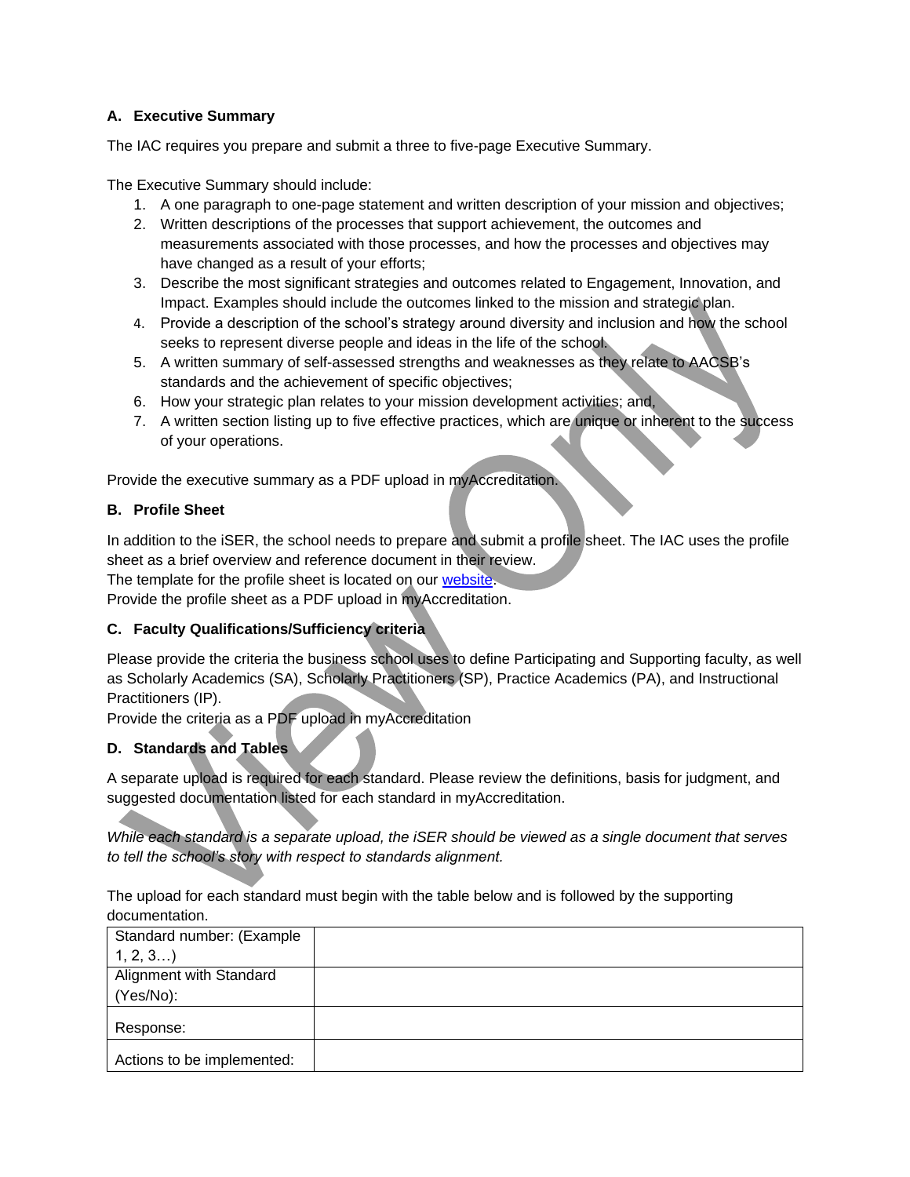## A. Executive Summary

The IAC requires you prepare and submit a three to five-page Executive Summary.

The Executive Summary should include:

1. A one paragraph to one-page statement and written description of your mission and objectives;
2. Written descriptions of the processes that support achievement, the outcomes and measurements associated with those processes, and how the processes and objectives may have changed as a result of your efforts;
3. Describe the most significant strategies and outcomes related to Engagement, Innovation, and Impact. Examples should include the outcomes linked to the mission and strategic plan.
4. Provide a description of the school's strategy around diversity and inclusion and how the school seeks to represent diverse people and ideas in the life of the school.
5. A written summary of self-assessed strengths and weaknesses as they relate to AACSB's standards and the achievement of specific objectives;
6. How your strategic plan relates to your mission development activities; and,
7. A written section listing up to five effective practices, which are unique or inherent to the success of your operations.

Provide the executive summary as a PDF upload in myAccreditation.

## B. Profile Sheet

In addition to the iSER, the school needs to prepare and submit a profile sheet. The IAC uses the profile sheet as a brief overview and reference document in their review.
The template for the profile sheet is located on our website.
Provide the profile sheet as a PDF upload in myAccreditation.

## C. Faculty Qualifications/Sufficiency criteria

Please provide the criteria the business school uses to define Participating and Supporting faculty, as well as Scholarly Academics (SA), Scholarly Practitioners (SP), Practice Academics (PA), and Instructional Practitioners (IP).
Provide the criteria as a PDF upload in myAccreditation

## D. Standards and Tables

A separate upload is required for each standard. Please review the definitions, basis for judgment, and suggested documentation listed for each standard in myAccreditation.

*While each standard is a separate upload, the iSER should be viewed as a single document that serves to tell the school's story with respect to standards alignment.*

The upload for each standard must begin with the table below and is followed by the supporting documentation.

| Standard number: (Example 1, 2, 3…) | |
|---|---|
| Alignment with Standard (Yes/No): | |
| Response: | |
| Actions to be implemented: | |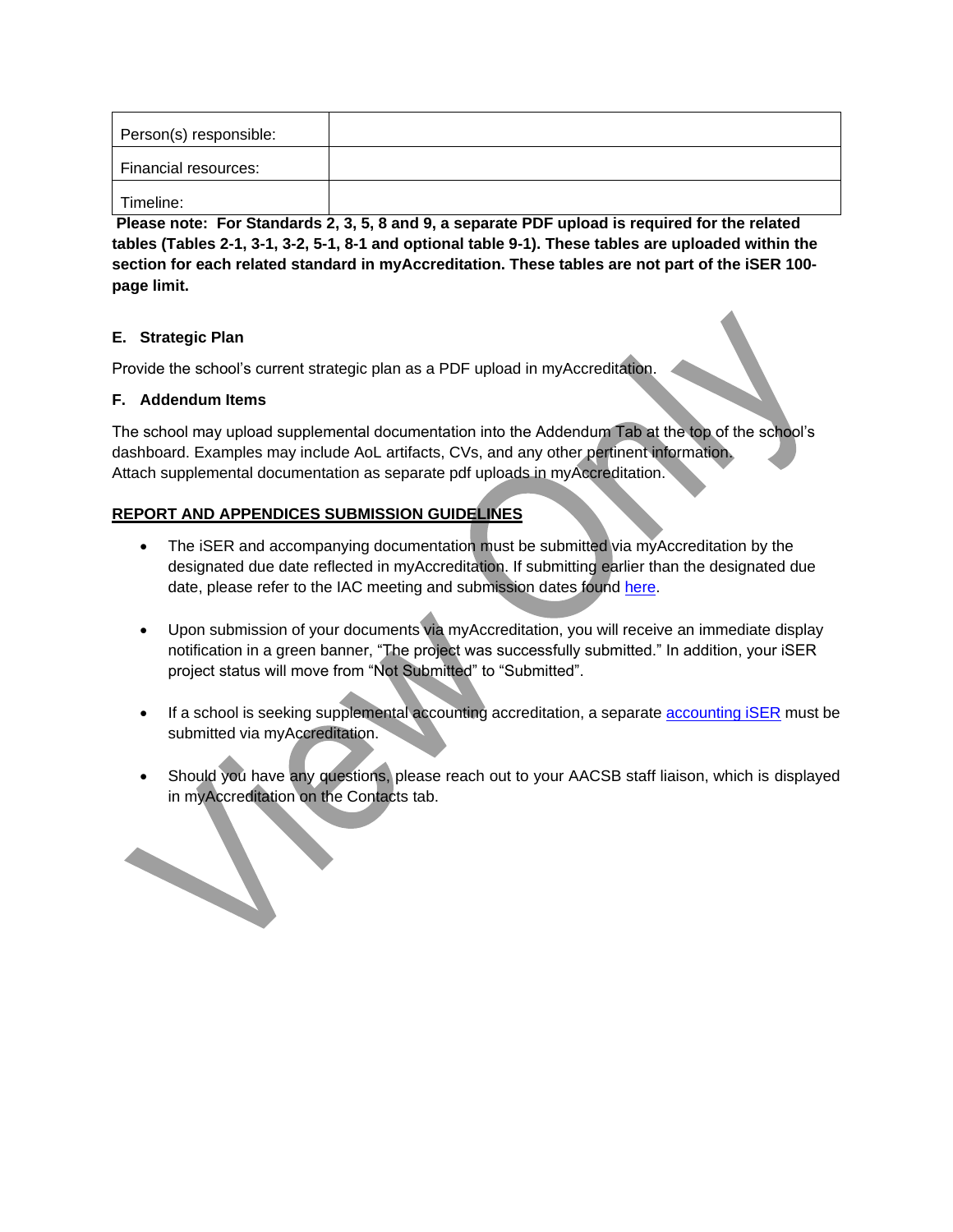| | |
|---|---|
| Person(s) responsible: | |
| Financial resources: | |
| Timeline: | |

**Please note: For Standards 2, 3, 5, 8 and 9, a separate PDF upload is required for the related tables (Tables 2-1, 3-1, 3-2, 5-1, 8-1 and optional table 9-1). These tables are uploaded within the section for each related standard in myAccreditation. These tables are not part of the iSER 100-page limit.**

### E. Strategic Plan

Provide the school's current strategic plan as a PDF upload in myAccreditation.

### F. Addendum Items

The school may upload supplemental documentation into the Addendum Tab at the top of the school's dashboard. Examples may include AoL artifacts, CVs, and any other pertinent information.
Attach supplemental documentation as separate pdf uploads in myAccreditation.

## **REPORT AND APPENDICES SUBMISSION GUIDELINES**

- The iSER and accompanying documentation must be submitted via myAccreditation by the designated due date reflected in myAccreditation. If submitting earlier than the designated due date, please refer to the IAC meeting and submission dates found here.

- Upon submission of your documents via myAccreditation, you will receive an immediate display notification in a green banner, "The project was successfully submitted." In addition, your iSER project status will move from "Not Submitted" to "Submitted".

- If a school is seeking supplemental accounting accreditation, a separate accounting iSER must be submitted via myAccreditation.

- Should you have any questions, please reach out to your AACSB staff liaison, which is displayed in myAccreditation on the Contacts tab.